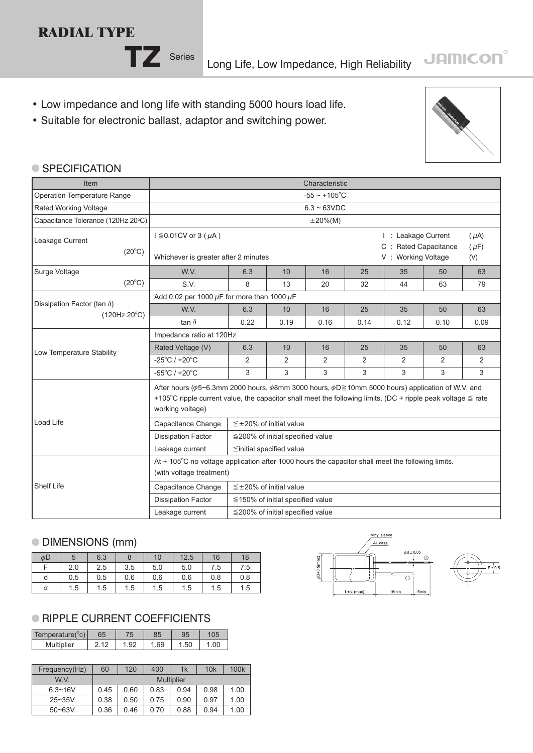# RADIAL TYPE

## TZ Series

Long Life, Low Impedance, High Reliability

JAMICON®

- Low impedance and long life with standing 5000 hours load life.
- Suitable for electronic ballast, adaptor and switching power.

### SPECIFICATION

| Item | Characteristic | | | | | | | |
|---|---|---|---|---|---|---|---|---|
| Operation Temperature Range | -55 ~ +105°C | | | | | | | |
| Rated Working Voltage | 6.3 ~ 63VDC | | | | | | | |
| Capacitance Tolerance (120Hz 20°C) | ±20%(M) | | | | | | | |
| Leakage Current (20°C) | I ≦0.01CV or 3 (μA) Whichever is greater after 2 minutes | | | | | I : Leakage Current (μA) C : Rated Capacitance (μF) V : Working Voltage (V) | | |
| Surge Voltage (20°C) | W.V. | 6.3 | 10 | 16 | 25 | 35 | 50 | 63 |
| | S.V. | 8 | 13 | 20 | 32 | 44 | 63 | 79 |
| Dissipation Factor (tan δ) (120Hz 20°C) | Add 0.02 per 1000 μF for more than 1000 μF | | | | | | | |
| | W.V. | 6.3 | 10 | 16 | 25 | 35 | 50 | 63 |
| | tan δ | 0.22 | 0.19 | 0.16 | 0.14 | 0.12 | 0.10 | 0.09 |
| Low Temperature Stability | Impedance ratio at 120Hz | | | | | | | |
| | Rated Voltage (V) | 6.3 | 10 | 16 | 25 | 35 | 50 | 63 |
| | -25°C / +20°C | 2 | 2 | 2 | 2 | 2 | 2 | 2 |
| | -55°C / +20°C | 3 | 3 | 3 | 3 | 3 | 3 | 3 |
| Load Life | After hours (φ5~6.3mm 2000 hours, φ8mm 3000 hours, φD≧10mm 5000 hours) application of W.V. and +105°C ripple current value, the capacitor shall meet the following limits. (DC + ripple peak voltage ≦ rate working voltage) | | | | | | | |
| | Capacitance Change | ≦±20% of initial value | | | | | | |
| | Dissipation Factor | ≦200% of initial specified value | | | | | | |
| | Leakage current | ≦initial specified value | | | | | | |
| Shelf Life | At + 105°C no voltage application after 1000 hours the capacitor shall meet the following limits. (with voltage treatment) | | | | | | | |
| | Capacitance Change | ≦±20% of initial value | | | | | | |
| | Dissipation Factor | ≦150% of initial specified value | | | | | | |
| | Leakage current | ≦200% of initial specified value | | | | | | |

### DIMENSIONS (mm)

| φD | 5 | 6.3 | 8 | 10 | 12.5 | 16 | 18 |
|---|---|---|---|---|---|---|---|
| F | 2.0 | 2.5 | 3.5 | 5.0 | 5.0 | 7.5 | 7.5 |
| d | 0.5 | 0.5 | 0.6 | 0.6 | 0.6 | 0.8 | 0.8 |
| α | 1.5 | 1.5 | 1.5 | 1.5 | 1.5 | 1.5 | 1.5 |

Vinyl sleeve, AL.case, φd ± 0.05, φD+0.5(max), L+α (max), 15min, 5min, F ± 0.5

### RIPPLE CURRENT COEFFICIENTS

| Temperature(°c) | 65 | 75 | 85 | 95 | 105 |
|---|---|---|---|---|---|
| Multiplier | 2.12 | 1.92 | 1.69 | 1.50 | 1.00 |

| Frequency(Hz) | 60 | 120 | 400 | 1k | 10k | 100k |
|---|---|---|---|---|---|---|
| W.V. | Multiplier | | | | | |
| 6.3~16V | 0.45 | 0.60 | 0.83 | 0.94 | 0.98 | 1.00 |
| 25~35V | 0.38 | 0.50 | 0.75 | 0.90 | 0.97 | 1.00 |
| 50~63V | 0.36 | 0.46 | 0.70 | 0.88 | 0.94 | 1.00 |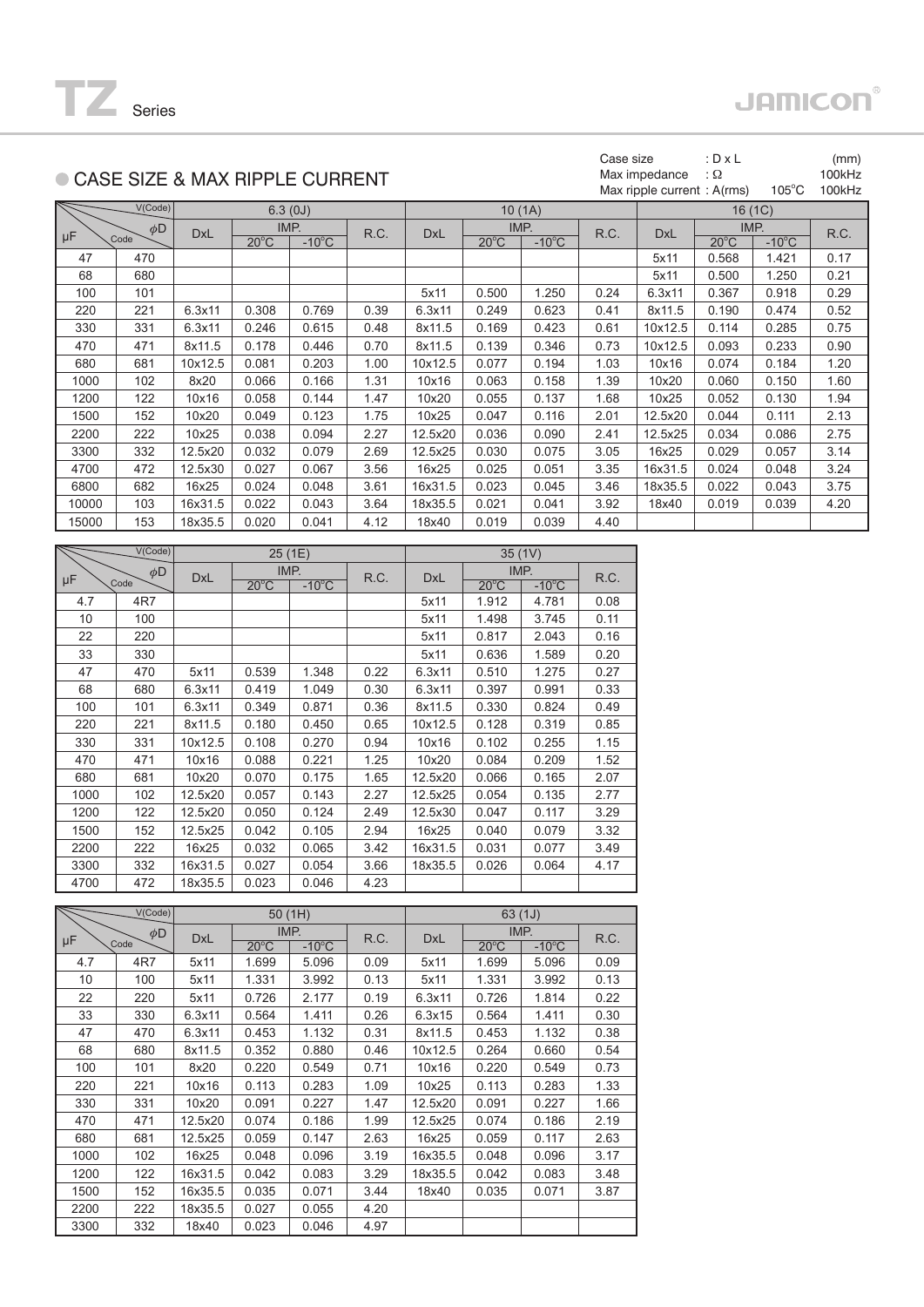## TZ Series

JAMICON

### CASE SIZE & MAX RIPPLE CURRENT

Case size : D x L (mm)
Max impedance : Ω 100kHz
Max ripple current : A(rms) 105°C 100kHz

| μF | V(Code) / φD / Code | 6.3 (0J) | | | | 10 (1A) | | | | 16 (1C) | | | |
|---|---|---|---|---|---|---|---|---|---|---|---|---|---|
| | | DxL | IMP. | | R.C. | DxL | IMP. | | R.C. | DxL | IMP. | | R.C. |
| | | | 20°C | -10°C | | | 20°C | -10°C | | | 20°C | -10°C | |
| 47 | 470 | | | | | | | | | 5x11 | 0.568 | 1.421 | 0.17 |
| 68 | 680 | | | | | | | | | 5x11 | 0.500 | 1.250 | 0.21 |
| 100 | 101 | | | | | 5x11 | 0.500 | 1.250 | 0.24 | 6.3x11 | 0.367 | 0.918 | 0.29 |
| 220 | 221 | 6.3x11 | 0.308 | 0.769 | 0.39 | 6.3x11 | 0.249 | 0.623 | 0.41 | 8x11.5 | 0.190 | 0.474 | 0.52 |
| 330 | 331 | 6.3x11 | 0.246 | 0.615 | 0.48 | 8x11.5 | 0.169 | 0.423 | 0.61 | 10x12.5 | 0.114 | 0.285 | 0.75 |
| 470 | 471 | 8x11.5 | 0.178 | 0.446 | 0.70 | 8x11.5 | 0.139 | 0.346 | 0.73 | 10x12.5 | 0.093 | 0.233 | 0.90 |
| 680 | 681 | 10x12.5 | 0.081 | 0.203 | 1.00 | 10x12.5 | 0.077 | 0.194 | 1.03 | 10x16 | 0.074 | 0.184 | 1.20 |
| 1000 | 102 | 8x20 | 0.066 | 0.166 | 1.31 | 10x16 | 0.063 | 0.158 | 1.39 | 10x20 | 0.060 | 0.150 | 1.60 |
| 1200 | 122 | 10x16 | 0.058 | 0.144 | 1.47 | 10x20 | 0.055 | 0.137 | 1.68 | 10x25 | 0.052 | 0.130 | 1.94 |
| 1500 | 152 | 10x20 | 0.049 | 0.123 | 1.75 | 10x25 | 0.047 | 0.116 | 2.01 | 12.5x20 | 0.044 | 0.111 | 2.13 |
| 2200 | 222 | 10x25 | 0.038 | 0.094 | 2.27 | 12.5x20 | 0.036 | 0.090 | 2.41 | 12.5x25 | 0.034 | 0.086 | 2.75 |
| 3300 | 332 | 12.5x20 | 0.032 | 0.079 | 2.69 | 12.5x25 | 0.030 | 0.075 | 3.05 | 16x25 | 0.029 | 0.057 | 3.14 |
| 4700 | 472 | 12.5x30 | 0.027 | 0.067 | 3.56 | 16x25 | 0.025 | 0.051 | 3.35 | 16x31.5 | 0.024 | 0.048 | 3.24 |
| 6800 | 682 | 16x25 | 0.024 | 0.048 | 3.61 | 16x31.5 | 0.023 | 0.045 | 3.46 | 18x35.5 | 0.022 | 0.043 | 3.75 |
| 10000 | 103 | 16x31.5 | 0.022 | 0.043 | 3.64 | 18x35.5 | 0.021 | 0.041 | 3.92 | 18x40 | 0.019 | 0.039 | 4.20 |
| 15000 | 153 | 18x35.5 | 0.020 | 0.041 | 4.12 | 18x40 | 0.019 | 0.039 | 4.40 | | | | |

| μF | V(Code) / φD / Code | 25 (1E) | | | | 35 (1V) | | | |
|---|---|---|---|---|---|---|---|---|---|
| | | DxL | IMP. | | R.C. | DxL | IMP. | | R.C. |
| | | | 20°C | -10°C | | | 20°C | -10°C | |
| 4.7 | 4R7 | | | | | 5x11 | 1.912 | 4.781 | 0.08 |
| 10 | 100 | | | | | 5x11 | 1.498 | 3.745 | 0.11 |
| 22 | 220 | | | | | 5x11 | 0.817 | 2.043 | 0.16 |
| 33 | 330 | | | | | 5x11 | 0.636 | 1.589 | 0.20 |
| 47 | 470 | 5x11 | 0.539 | 1.348 | 0.22 | 6.3x11 | 0.510 | 1.275 | 0.27 |
| 68 | 680 | 6.3x11 | 0.419 | 1.049 | 0.30 | 6.3x11 | 0.397 | 0.991 | 0.33 |
| 100 | 101 | 6.3x11 | 0.349 | 0.871 | 0.36 | 8x11.5 | 0.330 | 0.824 | 0.49 |
| 220 | 221 | 8x11.5 | 0.180 | 0.450 | 0.65 | 10x12.5 | 0.128 | 0.319 | 0.85 |
| 330 | 331 | 10x12.5 | 0.108 | 0.270 | 0.94 | 10x16 | 0.102 | 0.255 | 1.15 |
| 470 | 471 | 10x16 | 0.088 | 0.221 | 1.25 | 10x20 | 0.084 | 0.209 | 1.52 |
| 680 | 681 | 10x20 | 0.070 | 0.175 | 1.65 | 12.5x20 | 0.066 | 0.165 | 2.07 |
| 1000 | 102 | 12.5x20 | 0.057 | 0.143 | 2.27 | 12.5x25 | 0.054 | 0.135 | 2.77 |
| 1200 | 122 | 12.5x20 | 0.050 | 0.124 | 2.49 | 12.5x30 | 0.047 | 0.117 | 3.29 |
| 1500 | 152 | 12.5x25 | 0.042 | 0.105 | 2.94 | 16x25 | 0.040 | 0.079 | 3.32 |
| 2200 | 222 | 16x25 | 0.032 | 0.065 | 3.42 | 16x31.5 | 0.031 | 0.077 | 3.49 |
| 3300 | 332 | 16x31.5 | 0.027 | 0.054 | 3.66 | 18x35.5 | 0.026 | 0.064 | 4.17 |
| 4700 | 472 | 18x35.5 | 0.023 | 0.046 | 4.23 | | | | |

| μF | V(Code) / φD / Code | 50 (1H) | | | | 63 (1J) | | | |
|---|---|---|---|---|---|---|---|---|---|
| | | DxL | IMP. | | R.C. | DxL | IMP. | | R.C. |
| | | | 20°C | -10°C | | | 20°C | -10°C | |
| 4.7 | 4R7 | 5x11 | 1.699 | 5.096 | 0.09 | 5x11 | 1.699 | 5.096 | 0.09 |
| 10 | 100 | 5x11 | 1.331 | 3.992 | 0.13 | 5x11 | 1.331 | 3.992 | 0.13 |
| 22 | 220 | 5x11 | 0.726 | 2.177 | 0.19 | 6.3x11 | 0.726 | 1.814 | 0.22 |
| 33 | 330 | 6.3x11 | 0.564 | 1.411 | 0.26 | 6.3x15 | 0.564 | 1.411 | 0.30 |
| 47 | 470 | 6.3x11 | 0.453 | 1.132 | 0.31 | 8x11.5 | 0.453 | 1.132 | 0.38 |
| 68 | 680 | 8x11.5 | 0.352 | 0.880 | 0.46 | 10x12.5 | 0.264 | 0.660 | 0.54 |
| 100 | 101 | 8x20 | 0.220 | 0.549 | 0.71 | 10x16 | 0.220 | 0.549 | 0.73 |
| 220 | 221 | 10x16 | 0.113 | 0.283 | 1.09 | 10x25 | 0.113 | 0.283 | 1.33 |
| 330 | 331 | 10x20 | 0.091 | 0.227 | 1.47 | 12.5x20 | 0.091 | 0.227 | 1.66 |
| 470 | 471 | 12.5x20 | 0.074 | 0.186 | 1.99 | 12.5x25 | 0.074 | 0.186 | 2.19 |
| 680 | 681 | 12.5x25 | 0.059 | 0.147 | 2.63 | 16x25 | 0.059 | 0.117 | 2.63 |
| 1000 | 102 | 16x25 | 0.048 | 0.096 | 3.19 | 16x35.5 | 0.048 | 0.096 | 3.17 |
| 1200 | 122 | 16x31.5 | 0.042 | 0.083 | 3.29 | 18x35.5 | 0.042 | 0.083 | 3.48 |
| 1500 | 152 | 16x35.5 | 0.035 | 0.071 | 3.44 | 18x40 | 0.035 | 0.071 | 3.87 |
| 2200 | 222 | 18x35.5 | 0.027 | 0.055 | 4.20 | | | | |
| 3300 | 332 | 18x40 | 0.023 | 0.046 | 4.97 | | | | |